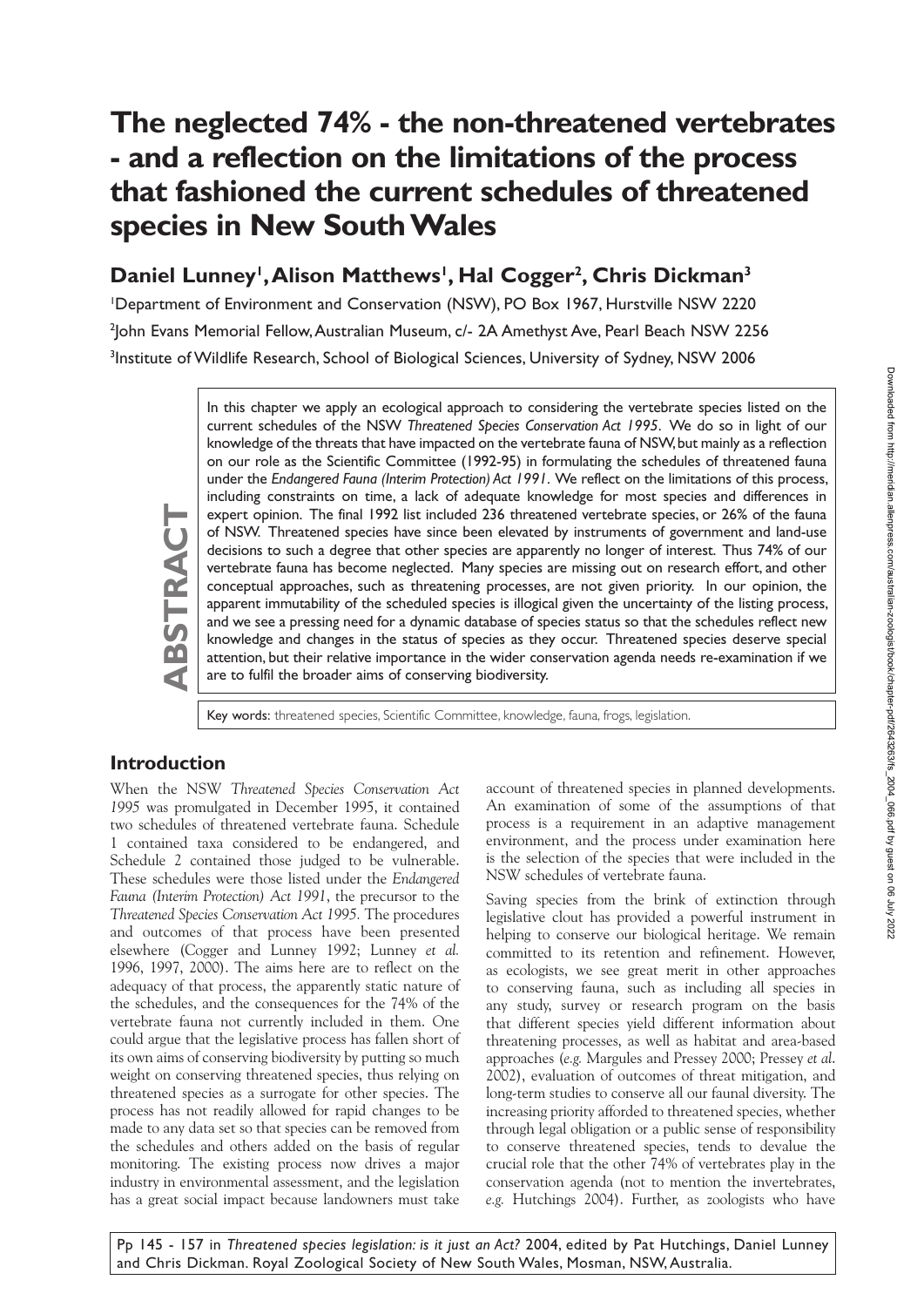# The neglected 74% - the non-threatened vertebrates - and a reflection on the limitations of the process that fashioned the current schedules of threatened species in New South Wales

## Daniel Lunney[1], Alison Matthews[1], Hal Cogger[2], Chris Dickman[3]

[1]Department of Environment and Conservation (NSW), PO Box 1967, Hurstville NSW 2220
[2]John Evans Memorial Fellow, Australian Museum, c/- 2A Amethyst Ave, Pearl Beach NSW 2256
[3]Institute of Wildlife Research, School of Biological Sciences, University of Sydney, NSW 2006

**ABSTRACT**

In this chapter we apply an ecological approach to considering the vertebrate species listed on the current schedules of the NSW *Threatened Species Conservation Act 1995*. We do so in light of our knowledge of the threats that have impacted on the vertebrate fauna of NSW, but mainly as a reflection on our role as the Scientific Committee (1992-95) in formulating the schedules of threatened fauna under the *Endangered Fauna (Interim Protection) Act 1991*. We reflect on the limitations of this process, including constraints on time, a lack of adequate knowledge for most species and differences in expert opinion. The final 1992 list included 236 threatened vertebrate species, or 26% of the fauna of NSW. Threatened species have since been elevated by instruments of government and land-use decisions to such a degree that other species are apparently no longer of interest. Thus 74% of our vertebrate fauna has become neglected. Many species are missing out on research effort, and other conceptual approaches, such as threatening processes, are not given priority. In our opinion, the apparent immutability of the scheduled species is illogical given the uncertainty of the listing process, and we see a pressing need for a dynamic database of species status so that the schedules reflect new knowledge and changes in the status of species as they occur. Threatened species deserve special attention, but their relative importance in the wider conservation agenda needs re-examination if we are to fulfil the broader aims of conserving biodiversity.

Key words: threatened species, Scientific Committee, knowledge, fauna, frogs, legislation.

## Introduction

When the NSW *Threatened Species Conservation Act 1995* was promulgated in December 1995, it contained two schedules of threatened vertebrate fauna. Schedule 1 contained taxa considered to be endangered, and Schedule 2 contained those judged to be vulnerable. These schedules were those listed under the *Endangered Fauna (Interim Protection) Act 1991*, the precursor to the *Threatened Species Conservation Act 1995.* The procedures and outcomes of that process have been presented elsewhere (Cogger and Lunney 1992; Lunney *et al.* 1996, 1997, 2000). The aims here are to reflect on the adequacy of that process, the apparently static nature of the schedules, and the consequences for the 74% of the vertebrate fauna not currently included in them. One could argue that the legislative process has fallen short of its own aims of conserving biodiversity by putting so much weight on conserving threatened species, thus relying on threatened species as a surrogate for other species. The process has not readily allowed for rapid changes to be made to any data set so that species can be removed from the schedules and others added on the basis of regular monitoring. The existing process now drives a major industry in environmental assessment, and the legislation has a great social impact because landowners must take account of threatened species in planned developments. An examination of some of the assumptions of that process is a requirement in an adaptive management environment, and the process under examination here is the selection of the species that were included in the NSW schedules of vertebrate fauna.

Saving species from the brink of extinction through legislative clout has provided a powerful instrument in helping to conserve our biological heritage. We remain committed to its retention and refinement. However, as ecologists, we see great merit in other approaches to conserving fauna, such as including all species in any study, survey or research program on the basis that different species yield different information about threatening processes, as well as habitat and area-based approaches (*e.g.* Margules and Pressey 2000; Pressey *et al*. 2002), evaluation of outcomes of threat mitigation, and long-term studies to conserve all our faunal diversity. The increasing priority afforded to threatened species, whether through legal obligation or a public sense of responsibility to conserve threatened species, tends to devalue the crucial role that the other 74% of vertebrates play in the conservation agenda (not to mention the invertebrates, *e.g.* Hutchings 2004). Further, as zoologists who have

Pp 145 - 157 in *Threatened species legislation: is it just an Act?* 2004, edited by Pat Hutchings, Daniel Lunney and Chris Dickman. Royal Zoological Society of New South Wales, Mosman, NSW, Australia.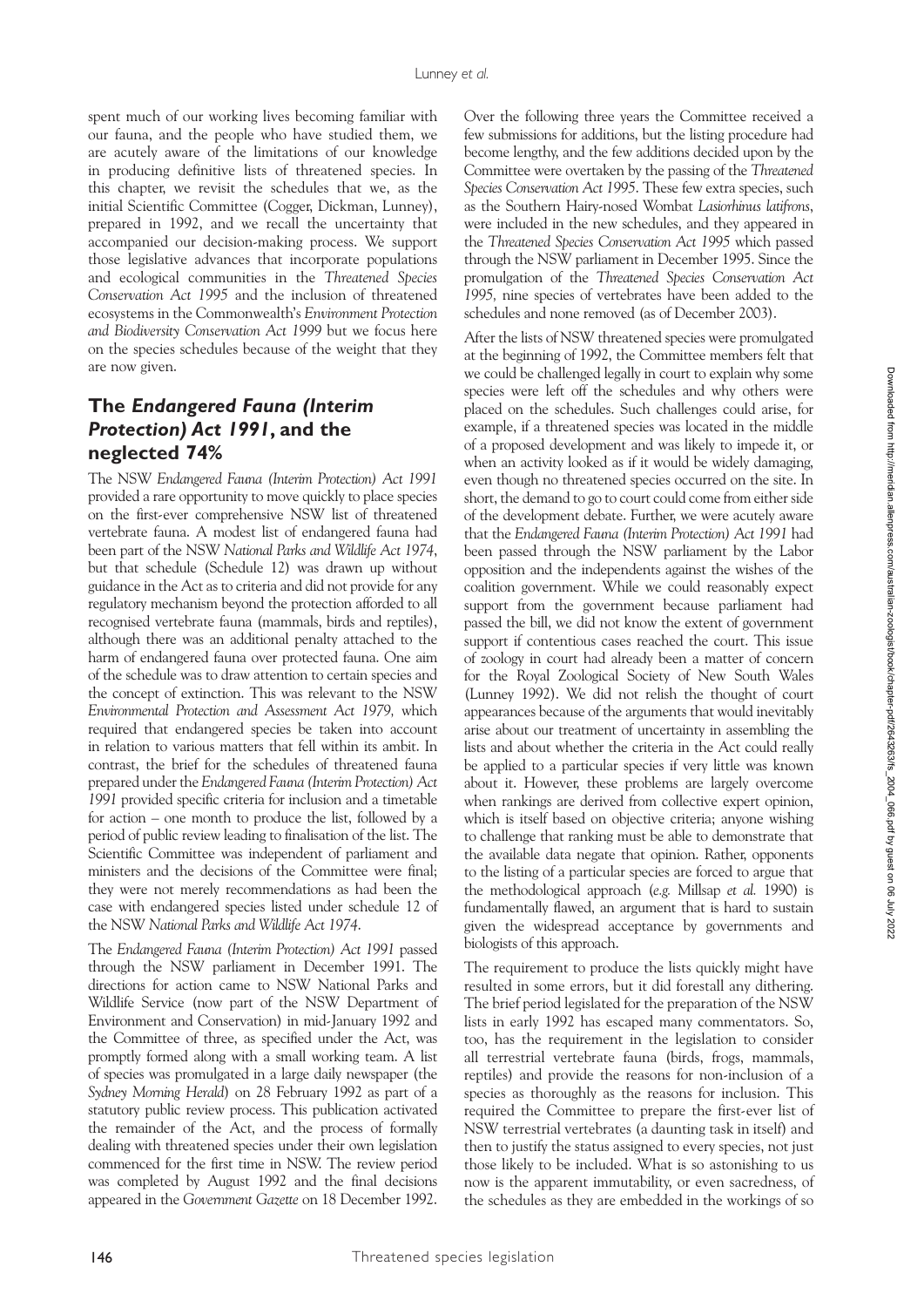spent much of our working lives becoming familiar with our fauna, and the people who have studied them, we are acutely aware of the limitations of our knowledge in producing definitive lists of threatened species. In this chapter, we revisit the schedules that we, as the initial Scientific Committee (Cogger, Dickman, Lunney), prepared in 1992, and we recall the uncertainty that accompanied our decision-making process. We support those legislative advances that incorporate populations and ecological communities in the *Threatened Species Conservation Act 1995* and the inclusion of threatened ecosystems in the Commonwealth's *Environment Protection and Biodiversity Conservation Act 1999* but we focus here on the species schedules because of the weight that they are now given.

## The *Endangered Fauna (Interim Protection) Act 1991*, and the neglected 74%

The NSW *Endangered Fauna (Interim Protection) Act 1991* provided a rare opportunity to move quickly to place species on the first-ever comprehensive NSW list of threatened vertebrate fauna. A modest list of endangered fauna had been part of the NSW *National Parks and Wildlife Act 1974*, but that schedule (Schedule 12) was drawn up without guidance in the Act as to criteria and did not provide for any regulatory mechanism beyond the protection afforded to all recognised vertebrate fauna (mammals, birds and reptiles), although there was an additional penalty attached to the harm of endangered fauna over protected fauna. One aim of the schedule was to draw attention to certain species and the concept of extinction. This was relevant to the NSW *Environmental Protection and Assessment Act 1979,* which required that endangered species be taken into account in relation to various matters that fell within its ambit. In contrast, the brief for the schedules of threatened fauna prepared under the *Endangered Fauna (Interim Protection) Act 1991* provided specific criteria for inclusion and a timetable for action – one month to produce the list, followed by a period of public review leading to finalisation of the list. The Scientific Committee was independent of parliament and ministers and the decisions of the Committee were final; they were not merely recommendations as had been the case with endangered species listed under schedule 12 of the NSW *National Parks and Wildlife Act 1974*.

The *Endangered Fauna (Interim Protection) Act 1991* passed through the NSW parliament in December 1991. The directions for action came to NSW National Parks and Wildlife Service (now part of the NSW Department of Environment and Conservation) in mid-January 1992 and the Committee of three, as specified under the Act, was promptly formed along with a small working team. A list of species was promulgated in a large daily newspaper (the *Sydney Morning Herald*) on 28 February 1992 as part of a statutory public review process. This publication activated the remainder of the Act, and the process of formally dealing with threatened species under their own legislation commenced for the first time in NSW. The review period was completed by August 1992 and the final decisions appeared in the *Government Gazette* on 18 December 1992.

Over the following three years the Committee received a few submissions for additions, but the listing procedure had become lengthy, and the few additions decided upon by the Committee were overtaken by the passing of the *Threatened Species Conservation Act 1995*. These few extra species, such as the Southern Hairy-nosed Wombat *Lasiorhinus latifrons*, were included in the new schedules, and they appeared in the *Threatened Species Conservation Act 1995* which passed through the NSW parliament in December 1995. Since the promulgation of the *Threatened Species Conservation Act 1995,* nine species of vertebrates have been added to the schedules and none removed (as of December 2003).

After the lists of NSW threatened species were promulgated at the beginning of 1992, the Committee members felt that we could be challenged legally in court to explain why some species were left off the schedules and why others were placed on the schedules. Such challenges could arise, for example, if a threatened species was located in the middle of a proposed development and was likely to impede it, or when an activity looked as if it would be widely damaging, even though no threatened species occurred on the site. In short, the demand to go to court could come from either side of the development debate. Further, we were acutely aware that the *Endangered Fauna (Interim Protection) Act 1991* had been passed through the NSW parliament by the Labor opposition and the independents against the wishes of the coalition government. While we could reasonably expect support from the government because parliament had passed the bill, we did not know the extent of government support if contentious cases reached the court. This issue of zoology in court had already been a matter of concern for the Royal Zoological Society of New South Wales (Lunney 1992). We did not relish the thought of court appearances because of the arguments that would inevitably arise about our treatment of uncertainty in assembling the lists and about whether the criteria in the Act could really be applied to a particular species if very little was known about it. However, these problems are largely overcome when rankings are derived from collective expert opinion, which is itself based on objective criteria; anyone wishing to challenge that ranking must be able to demonstrate that the available data negate that opinion. Rather, opponents to the listing of a particular species are forced to argue that the methodological approach (*e.g.* Millsap *et al.* 1990) is fundamentally flawed, an argument that is hard to sustain given the widespread acceptance by governments and biologists of this approach.

The requirement to produce the lists quickly might have resulted in some errors, but it did forestall any dithering. The brief period legislated for the preparation of the NSW lists in early 1992 has escaped many commentators. So, too, has the requirement in the legislation to consider all terrestrial vertebrate fauna (birds, frogs, mammals, reptiles) and provide the reasons for non-inclusion of a species as thoroughly as the reasons for inclusion. This required the Committee to prepare the first-ever list of NSW terrestrial vertebrates (a daunting task in itself) and then to justify the status assigned to every species, not just those likely to be included. What is so astonishing to us now is the apparent immutability, or even sacredness, of the schedules as they are embedded in the workings of so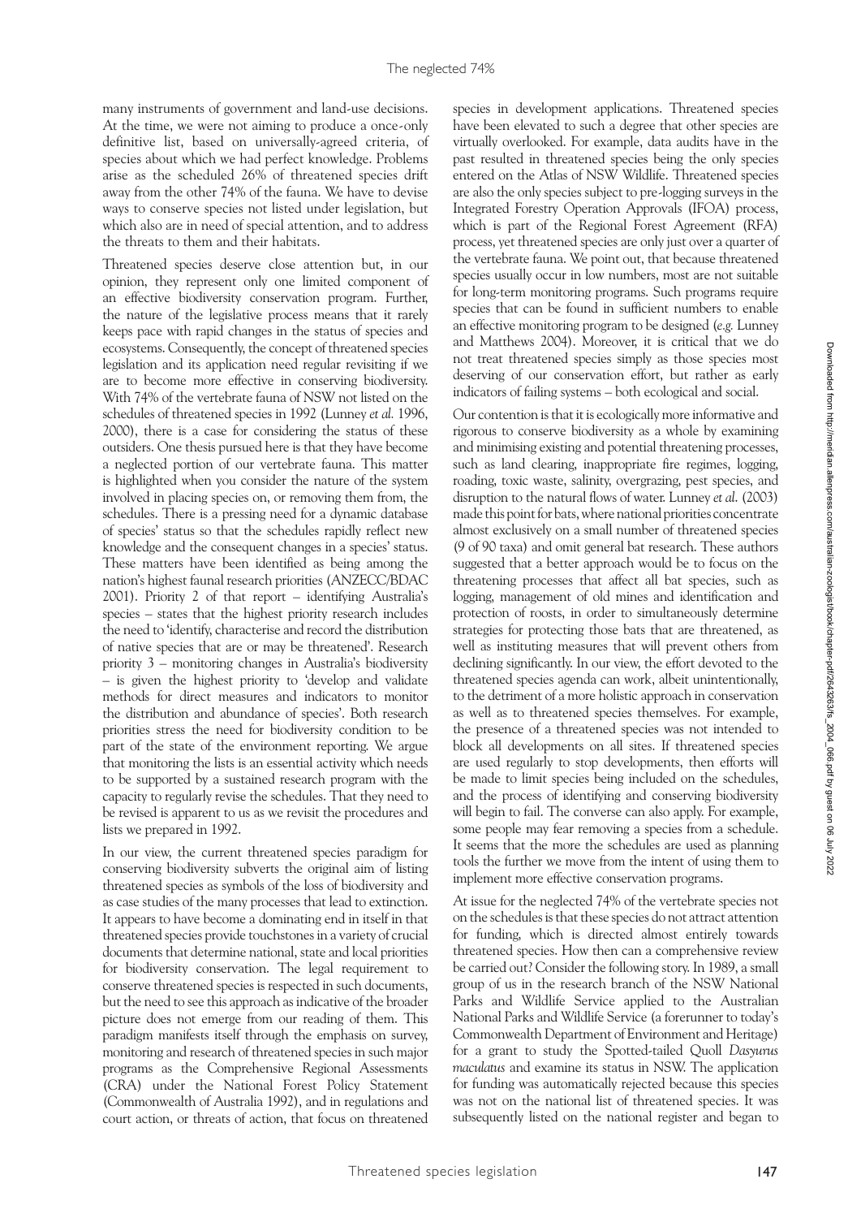many instruments of government and land-use decisions. At the time, we were not aiming to produce a once-only definitive list, based on universally-agreed criteria, of species about which we had perfect knowledge. Problems arise as the scheduled 26% of threatened species drift away from the other 74% of the fauna. We have to devise ways to conserve species not listed under legislation, but which also are in need of special attention, and to address the threats to them and their habitats.

Threatened species deserve close attention but, in our opinion, they represent only one limited component of an effective biodiversity conservation program. Further, the nature of the legislative process means that it rarely keeps pace with rapid changes in the status of species and ecosystems. Consequently, the concept of threatened species legislation and its application need regular revisiting if we are to become more effective in conserving biodiversity. With 74% of the vertebrate fauna of NSW not listed on the schedules of threatened species in 1992 (Lunney *et al.* 1996, 2000), there is a case for considering the status of these outsiders. One thesis pursued here is that they have become a neglected portion of our vertebrate fauna. This matter is highlighted when you consider the nature of the system involved in placing species on, or removing them from, the schedules. There is a pressing need for a dynamic database of species' status so that the schedules rapidly reflect new knowledge and the consequent changes in a species' status. These matters have been identified as being among the nation's highest faunal research priorities (ANZECC/BDAC 2001). Priority 2 of that report – identifying Australia's species – states that the highest priority research includes the need to 'identify, characterise and record the distribution of native species that are or may be threatened'. Research priority 3 – monitoring changes in Australia's biodiversity – is given the highest priority to 'develop and validate methods for direct measures and indicators to monitor the distribution and abundance of species'. Both research priorities stress the need for biodiversity condition to be part of the state of the environment reporting. We argue that monitoring the lists is an essential activity which needs to be supported by a sustained research program with the capacity to regularly revise the schedules. That they need to be revised is apparent to us as we revisit the procedures and lists we prepared in 1992.

In our view, the current threatened species paradigm for conserving biodiversity subverts the original aim of listing threatened species as symbols of the loss of biodiversity and as case studies of the many processes that lead to extinction. It appears to have become a dominating end in itself in that threatened species provide touchstones in a variety of crucial documents that determine national, state and local priorities for biodiversity conservation. The legal requirement to conserve threatened species is respected in such documents, but the need to see this approach as indicative of the broader picture does not emerge from our reading of them. This paradigm manifests itself through the emphasis on survey, monitoring and research of threatened species in such major programs as the Comprehensive Regional Assessments (CRA) under the National Forest Policy Statement (Commonwealth of Australia 1992), and in regulations and court action, or threats of action, that focus on threatened species in development applications. Threatened species have been elevated to such a degree that other species are virtually overlooked. For example, data audits have in the past resulted in threatened species being the only species entered on the Atlas of NSW Wildlife. Threatened species are also the only species subject to pre-logging surveys in the Integrated Forestry Operation Approvals (IFOA) process, which is part of the Regional Forest Agreement (RFA) process, yet threatened species are only just over a quarter of the vertebrate fauna. We point out, that because threatened species usually occur in low numbers, most are not suitable for long-term monitoring programs. Such programs require species that can be found in sufficient numbers to enable an effective monitoring program to be designed (*e.g.* Lunney and Matthews 2004). Moreover, it is critical that we do not treat threatened species simply as those species most deserving of our conservation effort, but rather as early indicators of failing systems – both ecological and social.

Our contention is that it is ecologically more informative and rigorous to conserve biodiversity as a whole by examining and minimising existing and potential threatening processes, such as land clearing, inappropriate fire regimes, logging, roading, toxic waste, salinity, overgrazing, pest species, and disruption to the natural flows of water. Lunney *et al.* (2003) made this point for bats, where national priorities concentrate almost exclusively on a small number of threatened species (9 of 90 taxa) and omit general bat research. These authors suggested that a better approach would be to focus on the threatening processes that affect all bat species, such as logging, management of old mines and identification and protection of roosts, in order to simultaneously determine strategies for protecting those bats that are threatened, as well as instituting measures that will prevent others from declining significantly. In our view, the effort devoted to the threatened species agenda can work, albeit unintentionally, to the detriment of a more holistic approach in conservation as well as to threatened species themselves. For example, the presence of a threatened species was not intended to block all developments on all sites. If threatened species are used regularly to stop developments, then efforts will be made to limit species being included on the schedules, and the process of identifying and conserving biodiversity will begin to fail. The converse can also apply. For example, some people may fear removing a species from a schedule. It seems that the more the schedules are used as planning tools the further we move from the intent of using them to implement more effective conservation programs.

At issue for the neglected 74% of the vertebrate species not on the schedules is that these species do not attract attention for funding, which is directed almost entirely towards threatened species. How then can a comprehensive review be carried out? Consider the following story. In 1989, a small group of us in the research branch of the NSW National Parks and Wildlife Service applied to the Australian National Parks and Wildlife Service (a forerunner to today's Commonwealth Department of Environment and Heritage) for a grant to study the Spotted-tailed Quoll *Dasyurus maculatus* and examine its status in NSW. The application for funding was automatically rejected because this species was not on the national list of threatened species. It was subsequently listed on the national register and began to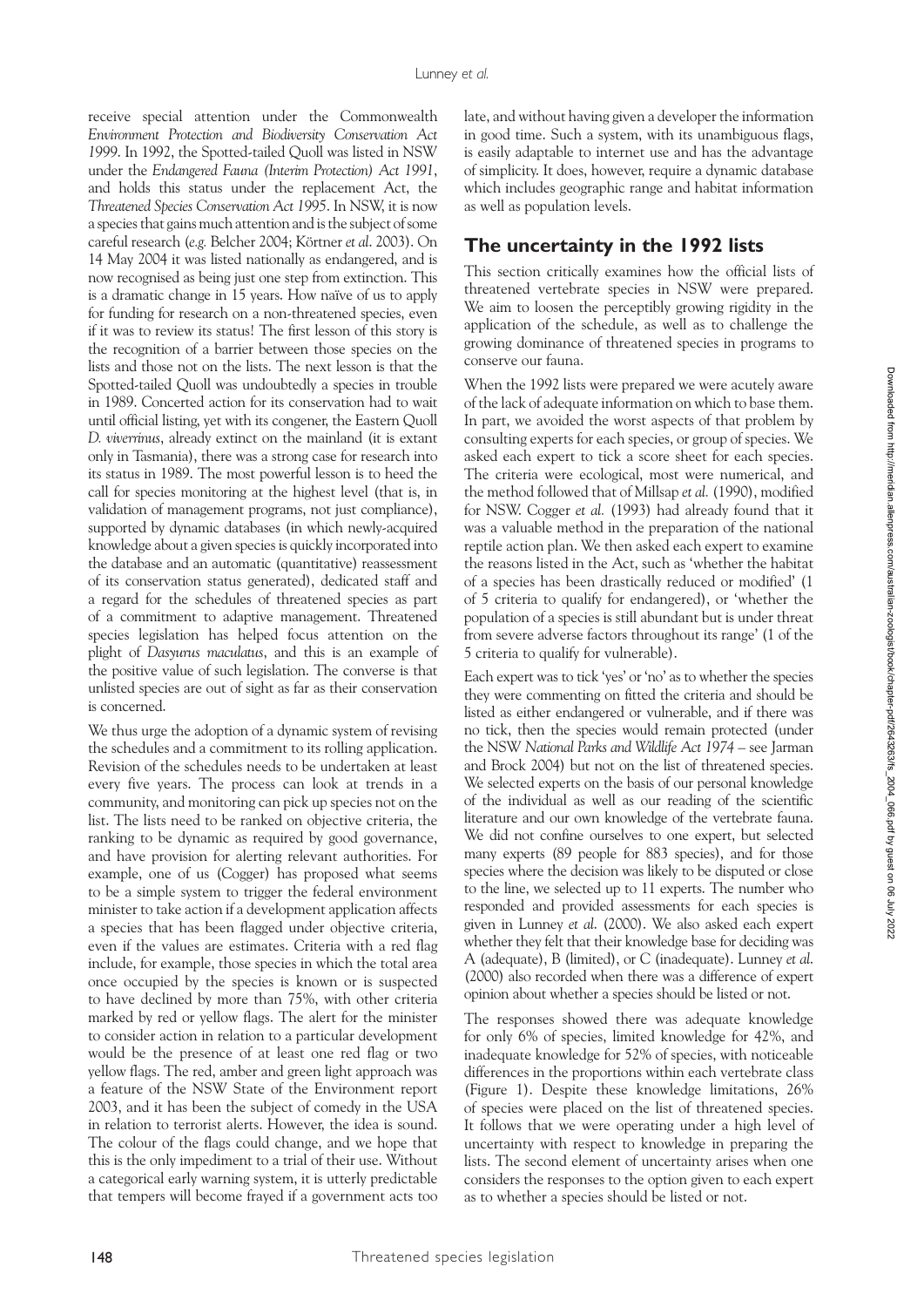receive special attention under the Commonwealth *Environment Protection and Biodiversity Conservation Act 1999*. In 1992, the Spotted-tailed Quoll was listed in NSW under the *Endangered Fauna (Interim Protection) Act 1991*, and holds this status under the replacement Act, the *Threatened Species Conservation Act 1995*. In NSW, it is now a species that gains much attention and is the subject of some careful research (*e.g.* Belcher 2004; Körtner *et al*. 2003). On 14 May 2004 it was listed nationally as endangered, and is now recognised as being just one step from extinction. This is a dramatic change in 15 years. How naïve of us to apply for funding for research on a non-threatened species, even if it was to review its status! The first lesson of this story is the recognition of a barrier between those species on the lists and those not on the lists. The next lesson is that the Spotted-tailed Quoll was undoubtedly a species in trouble in 1989. Concerted action for its conservation had to wait until official listing, yet with its congener, the Eastern Quoll *D. viverrinus*, already extinct on the mainland (it is extant only in Tasmania), there was a strong case for research into its status in 1989. The most powerful lesson is to heed the call for species monitoring at the highest level (that is, in validation of management programs, not just compliance), supported by dynamic databases (in which newly-acquired knowledge about a given species is quickly incorporated into the database and an automatic (quantitative) reassessment of its conservation status generated), dedicated staff and a regard for the schedules of threatened species as part of a commitment to adaptive management. Threatened species legislation has helped focus attention on the plight of *Dasyurus maculatus*, and this is an example of the positive value of such legislation. The converse is that unlisted species are out of sight as far as their conservation is concerned.

We thus urge the adoption of a dynamic system of revising the schedules and a commitment to its rolling application. Revision of the schedules needs to be undertaken at least every five years. The process can look at trends in a community, and monitoring can pick up species not on the list. The lists need to be ranked on objective criteria, the ranking to be dynamic as required by good governance, and have provision for alerting relevant authorities. For example, one of us (Cogger) has proposed what seems to be a simple system to trigger the federal environment minister to take action if a development application affects a species that has been flagged under objective criteria, even if the values are estimates. Criteria with a red flag include, for example, those species in which the total area once occupied by the species is known or is suspected to have declined by more than 75%, with other criteria marked by red or yellow flags. The alert for the minister to consider action in relation to a particular development would be the presence of at least one red flag or two yellow flags. The red, amber and green light approach was a feature of the NSW State of the Environment report 2003, and it has been the subject of comedy in the USA in relation to terrorist alerts. However, the idea is sound. The colour of the flags could change, and we hope that this is the only impediment to a trial of their use. Without a categorical early warning system, it is utterly predictable that tempers will become frayed if a government acts too late, and without having given a developer the information in good time. Such a system, with its unambiguous flags, is easily adaptable to internet use and has the advantage of simplicity. It does, however, require a dynamic database which includes geographic range and habitat information as well as population levels.

## The uncertainty in the 1992 lists

This section critically examines how the official lists of threatened vertebrate species in NSW were prepared. We aim to loosen the perceptibly growing rigidity in the application of the schedule, as well as to challenge the growing dominance of threatened species in programs to conserve our fauna.

When the 1992 lists were prepared we were acutely aware of the lack of adequate information on which to base them. In part, we avoided the worst aspects of that problem by consulting experts for each species, or group of species. We asked each expert to tick a score sheet for each species. The criteria were ecological, most were numerical, and the method followed that of Millsap *et al.* (1990), modified for NSW. Cogger *et al.* (1993) had already found that it was a valuable method in the preparation of the national reptile action plan. We then asked each expert to examine the reasons listed in the Act, such as 'whether the habitat of a species has been drastically reduced or modified' (1 of 5 criteria to qualify for endangered), or 'whether the population of a species is still abundant but is under threat from severe adverse factors throughout its range' (1 of the 5 criteria to qualify for vulnerable).

Each expert was to tick 'yes' or 'no' as to whether the species they were commenting on fitted the criteria and should be listed as either endangered or vulnerable, and if there was no tick, then the species would remain protected (under the NSW *National Parks and Wildlife Act 1974* – see Jarman and Brock 2004) but not on the list of threatened species. We selected experts on the basis of our personal knowledge of the individual as well as our reading of the scientific literature and our own knowledge of the vertebrate fauna. We did not confine ourselves to one expert, but selected many experts (89 people for 883 species), and for those species where the decision was likely to be disputed or close to the line, we selected up to 11 experts. The number who responded and provided assessments for each species is given in Lunney *et al*. (2000). We also asked each expert whether they felt that their knowledge base for deciding was A (adequate), B (limited), or C (inadequate). Lunney *et al.* (2000) also recorded when there was a difference of expert opinion about whether a species should be listed or not.

The responses showed there was adequate knowledge for only 6% of species, limited knowledge for 42%, and inadequate knowledge for 52% of species, with noticeable differences in the proportions within each vertebrate class (Figure 1). Despite these knowledge limitations, 26% of species were placed on the list of threatened species. It follows that we were operating under a high level of uncertainty with respect to knowledge in preparing the lists. The second element of uncertainty arises when one considers the responses to the option given to each expert as to whether a species should be listed or not.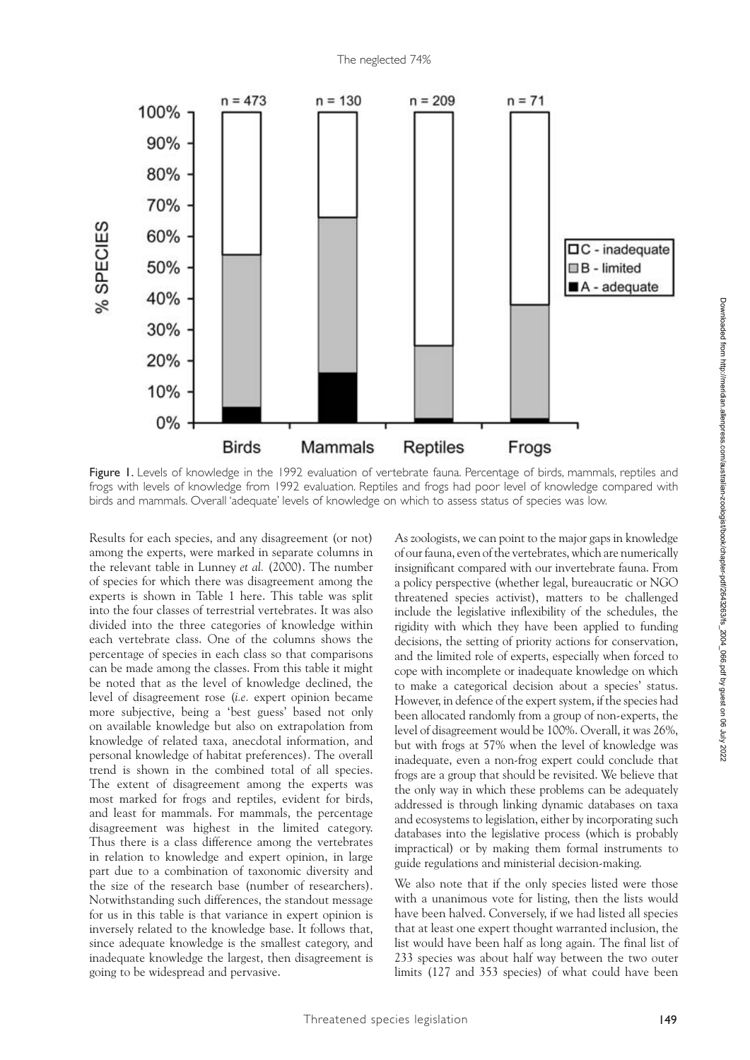Figure 1. Levels of knowledge in the 1992 evaluation of vertebrate fauna. Percentage of birds, mammals, reptiles and frogs with levels of knowledge from 1992 evaluation. Reptiles and frogs had poor level of knowledge compared with birds and mammals. Overall 'adequate' levels of knowledge on which to assess status of species was low.

Results for each species, and any disagreement (or not) among the experts, were marked in separate columns in the relevant table in Lunney *et al.* (2000). The number of species for which there was disagreement among the experts is shown in Table 1 here. This table was split into the four classes of terrestrial vertebrates. It was also divided into the three categories of knowledge within each vertebrate class. One of the columns shows the percentage of species in each class so that comparisons can be made among the classes. From this table it might be noted that as the level of knowledge declined, the level of disagreement rose (*i.e.* expert opinion became more subjective, being a 'best guess' based not only on available knowledge but also on extrapolation from knowledge of related taxa, anecdotal information, and personal knowledge of habitat preferences). The overall trend is shown in the combined total of all species. The extent of disagreement among the experts was most marked for frogs and reptiles, evident for birds, and least for mammals. For mammals, the percentage disagreement was highest in the limited category. Thus there is a class difference among the vertebrates in relation to knowledge and expert opinion, in large part due to a combination of taxonomic diversity and the size of the research base (number of researchers). Notwithstanding such differences, the standout message for us in this table is that variance in expert opinion is inversely related to the knowledge base. It follows that, since adequate knowledge is the smallest category, and inadequate knowledge the largest, then disagreement is going to be widespread and pervasive.

As zoologists, we can point to the major gaps in knowledge of our fauna, even of the vertebrates, which are numerically insignificant compared with our invertebrate fauna. From a policy perspective (whether legal, bureaucratic or NGO threatened species activist), matters to be challenged include the legislative inflexibility of the schedules, the rigidity with which they have been applied to funding decisions, the setting of priority actions for conservation, and the limited role of experts, especially when forced to cope with incomplete or inadequate knowledge on which to make a categorical decision about a species' status. However, in defence of the expert system, if the species had been allocated randomly from a group of non-experts, the level of disagreement would be 100%. Overall, it was 26%, but with frogs at 57% when the level of knowledge was inadequate, even a non-frog expert could conclude that frogs are a group that should be revisited. We believe that the only way in which these problems can be adequately addressed is through linking dynamic databases on taxa and ecosystems to legislation, either by incorporating such databases into the legislative process (which is probably impractical) or by making them formal instruments to guide regulations and ministerial decision-making.

We also note that if the only species listed were those with a unanimous vote for listing, then the lists would have been halved. Conversely, if we had listed all species that at least one expert thought warranted inclusion, the list would have been half as long again. The final list of 233 species was about half way between the two outer limits (127 and 353 species) of what could have been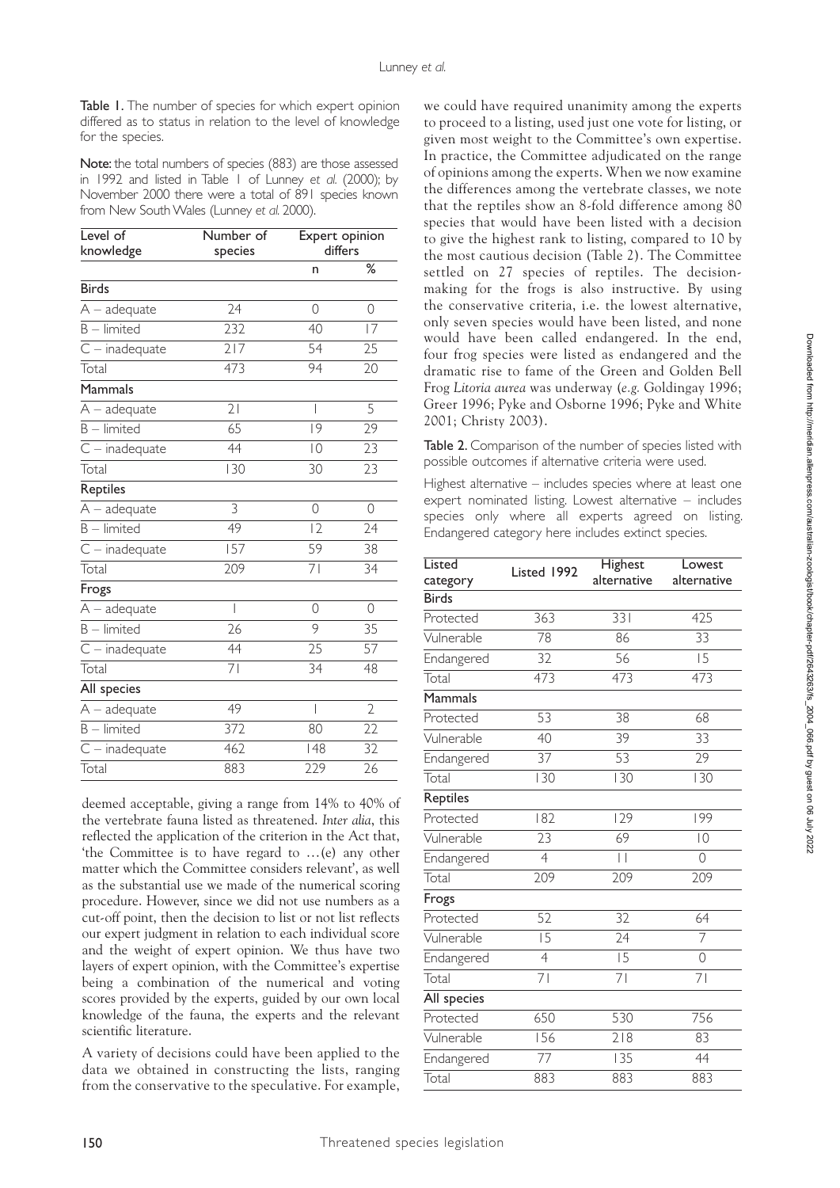**Table 1.** The number of species for which expert opinion differed as to status in relation to the level of knowledge for the species.

**Note:** the total numbers of species (883) are those assessed in 1992 and listed in Table 1 of Lunney *et al.* (2000); by November 2000 there were a total of 891 species known from New South Wales (Lunney *et al.* 2000).

| Level of knowledge | Number of species | Expert opinion differs | |
|---|---|---|---|
| | | n | % |
| **Birds** | | | |
| A – adequate | 24 | 0 | 0 |
| B – limited | 232 | 40 | 17 |
| C – inadequate | 217 | 54 | 25 |
| Total | 473 | 94 | 20 |
| **Mammals** | | | |
| A – adequate | 21 | 1 | 5 |
| B – limited | 65 | 19 | 29 |
| C – inadequate | 44 | 10 | 23 |
| Total | 130 | 30 | 23 |
| **Reptiles** | | | |
| A – adequate | 3 | 0 | 0 |
| B – limited | 49 | 12 | 24 |
| C – inadequate | 157 | 59 | 38 |
| Total | 209 | 71 | 34 |
| **Frogs** | | | |
| A – adequate | 1 | 0 | 0 |
| B – limited | 26 | 9 | 35 |
| C – inadequate | 44 | 25 | 57 |
| Total | 71 | 34 | 48 |
| **All species** | | | |
| A – adequate | 49 | 1 | 2 |
| B – limited | 372 | 80 | 22 |
| C – inadequate | 462 | 148 | 32 |
| Total | 883 | 229 | 26 |

deemed acceptable, giving a range from 14% to 40% of the vertebrate fauna listed as threatened. *Inter alia*, this reflected the application of the criterion in the Act that, 'the Committee is to have regard to …(e) any other matter which the Committee considers relevant', as well as the substantial use we made of the numerical scoring procedure. However, since we did not use numbers as a cut-off point, then the decision to list or not list reflects our expert judgment in relation to each individual score and the weight of expert opinion. We thus have two layers of expert opinion, with the Committee's expertise being a combination of the numerical and voting scores provided by the experts, guided by our own local knowledge of the fauna, the experts and the relevant scientific literature.

A variety of decisions could have been applied to the data we obtained in constructing the lists, ranging from the conservative to the speculative. For example, we could have required unanimity among the experts to proceed to a listing, used just one vote for listing, or given most weight to the Committee's own expertise. In practice, the Committee adjudicated on the range of opinions among the experts. When we now examine the differences among the vertebrate classes, we note that the reptiles show an 8-fold difference among 80 species that would have been listed with a decision to give the highest rank to listing, compared to 10 by the most cautious decision (Table 2). The Committee settled on 27 species of reptiles. The decision-making for the frogs is also instructive. By using the conservative criteria, i.e. the lowest alternative, only seven species would have been listed, and none would have been called endangered. In the end, four frog species were listed as endangered and the dramatic rise to fame of the Green and Golden Bell Frog *Litoria aurea* was underway (*e.g.* Goldingay 1996; Greer 1996; Pyke and Osborne 1996; Pyke and White 2001; Christy 2003).

**Table 2.** Comparison of the number of species listed with possible outcomes if alternative criteria were used.

Highest alternative – includes species where at least one expert nominated listing. Lowest alternative – includes species only where all experts agreed on listing. Endangered category here includes extinct species.

| Listed category | Listed 1992 | Highest alternative | Lowest alternative |
|---|---|---|---|
| **Birds** | | | |
| Protected | 363 | 331 | 425 |
| Vulnerable | 78 | 86 | 33 |
| Endangered | 32 | 56 | 15 |
| Total | 473 | 473 | 473 |
| **Mammals** | | | |
| Protected | 53 | 38 | 68 |
| Vulnerable | 40 | 39 | 33 |
| Endangered | 37 | 53 | 29 |
| Total | 130 | 130 | 130 |
| **Reptiles** | | | |
| Protected | 182 | 129 | 199 |
| Vulnerable | 23 | 69 | 10 |
| Endangered | 4 | 11 | 0 |
| Total | 209 | 209 | 209 |
| **Frogs** | | | |
| Protected | 52 | 32 | 64 |
| Vulnerable | 15 | 24 | 7 |
| Endangered | 4 | 15 | 0 |
| Total | 71 | 71 | 71 |
| **All species** | | | |
| Protected | 650 | 530 | 756 |
| Vulnerable | 156 | 218 | 83 |
| Endangered | 77 | 135 | 44 |
| Total | 883 | 883 | 883 |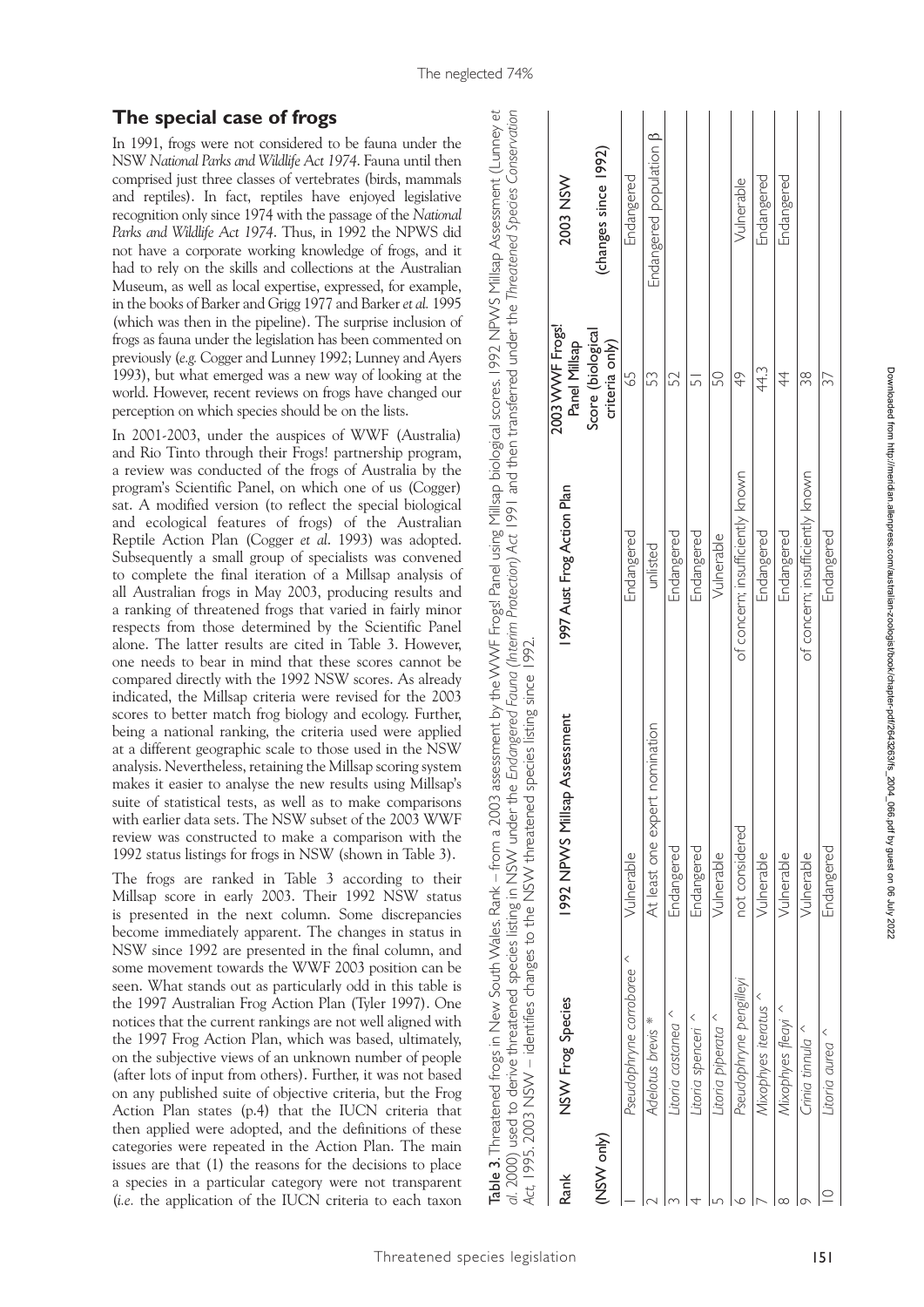## The special case of frogs

In 1991, frogs were not considered to be fauna under the NSW *National Parks and Wildlife Act 1974*. Fauna until then comprised just three classes of vertebrates (birds, mammals and reptiles). In fact, reptiles have enjoyed legislative recognition only since 1974 with the passage of the *National Parks and Wildlife Act 1974*. Thus, in 1992 the NPWS did not have a corporate working knowledge of frogs, and it had to rely on the skills and collections at the Australian Museum, as well as local expertise, expressed, for example, in the books of Barker and Grigg 1977 and Barker *et al.* 1995 (which was then in the pipeline). The surprise inclusion of frogs as fauna under the legislation has been commented on previously (*e.g.* Cogger and Lunney 1992; Lunney and Ayers 1993), but what emerged was a new way of looking at the world. However, recent reviews on frogs have changed our perception on which species should be on the lists.

In 2001-2003, under the auspices of WWF (Australia) and Rio Tinto through their Frogs! partnership program, a review was conducted of the frogs of Australia by the program's Scientific Panel, on which one of us (Cogger) sat. A modified version (to reflect the special biological and ecological features of frogs) of the Australian Reptile Action Plan (Cogger *et al.* 1993) was adopted. Subsequently a small group of specialists was convened to complete the final iteration of a Millsap analysis of all Australian frogs in May 2003, producing results and a ranking of threatened frogs that varied in fairly minor respects from those determined by the Scientific Panel alone. The latter results are cited in Table 3. However, one needs to bear in mind that these scores cannot be compared directly with the 1992 NSW scores. As already indicated, the Millsap criteria were revised for the 2003 scores to better match frog biology and ecology. Further, being a national ranking, the criteria used were applied at a different geographic scale to those used in the NSW analysis. Nevertheless, retaining the Millsap scoring system makes it easier to analyse the new results using Millsap's suite of statistical tests, as well as to make comparisons with earlier data sets. The NSW subset of the 2003 WWF review was constructed to make a comparison with the 1992 status listings for frogs in NSW (shown in Table 3).

The frogs are ranked in Table 3 according to their Millsap score in early 2003. Their 1992 NSW status is presented in the next column. Some discrepancies become immediately apparent. The changes in status in NSW since 1992 are presented in the final column, and some movement towards the WWF 2003 position can be seen. What stands out as particularly odd in this table is the 1997 Australian Frog Action Plan (Tyler 1997). One notices that the current rankings are not well aligned with the 1997 Frog Action Plan, which was based, ultimately, on the subjective views of an unknown number of people (after lots of input from others). Further, it was not based on any published suite of objective criteria, but the Frog Action Plan states (p.4) that the IUCN criteria that then applied were adopted, and the definitions of these categories were repeated in the Action Plan. The main issues are that (1) the reasons for the decisions to place a species in a particular category were not transparent (*i.e.* the application of the IUCN criteria to each taxon

**Table 3.** Threatened frogs in New South Wales. Rank – from a 2003 assessment by the WWF Frogs! Panel using Millsap biological scores. 1992 NPWS Millsap Assessment (Lunney *et al.* 2000) used to derive threatened species listing in NSW under the *Endangered Fauna (Interim Protection) Act 1991* and then transferred under the *Threatened Species Conservation Act*, 1995. 2003 NSW – identifies changes to the NSW threatened species listing since 1992.

| Rank (NSW only) | NSW Frog Species | 1992 NPWS Millsap Assessment | 1997 Aust Frog Action Plan | 2003 WWF Frogs! Panel Millsap Score (biological criteria only) | 2003 NSW (changes since 1992) |
|---|---|---|---|---|---|
| 1 | *Pseudophryne corroboree* ^ | Vulnerable | Endangered | 65 | Endangered |
| 2 | *Adelotus brevis* * | At least one expert nomination | unlisted | 53 | Endangered population β |
| 3 | *Litoria castanea* ^ | Endangered | Endangered | 52 | |
| 4 | *Litoria spenceri* ^ | Endangered | Endangered | 51 | |
| 5 | *Litoria piperata* ^ | Vulnerable | Vulnerable | 50 | |
| 6 | *Pseudophryne pengilleyi* | not considered | of concern; insufficiently known | 49 | Vulnerable |
| 7 | *Mixophyes iteratus* ^ | Vulnerable | Endangered | 44.3 | Endangered |
| 8 | *Mixophyes fleayi* ^ | Vulnerable | Endangered | 44 | Endangered |
| 9 | *Crinia tinnula* ^ | Vulnerable | of concern; insufficiently known | 38 | |
| 10 | *Litoria aurea* ^ | Endangered | Endangered | 37 | |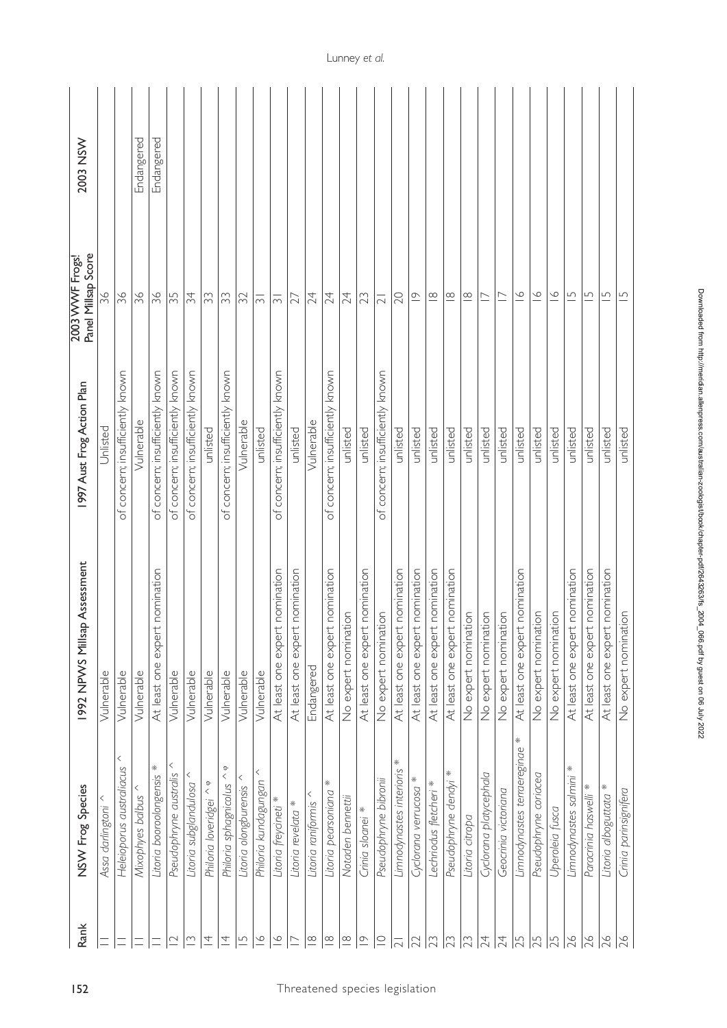| Rank | NSW Frog Species | 1992 NPWS Millsap Assessment | 1997 Aust Frog Action Plan | 2003 WWF Frogs! Panel Millsap Score | 2003 NSW |
|---|---|---|---|---|---|
| 11 | *Assa darlingtoni* ^ | Vulnerable | Unlisted | 36 | |
| 11 | *Heleioporus australiacus* ^ | Vulnerable | of concern; insufficiently known | 36 | |
| 11 | *Mixophyes balbus* ^ | Vulnerable | Vulnerable | 36 | Endangered |
| 11 | *Litoria booroolongensis* * | At least one expert nomination | of concern; insufficiently known | 36 | Endangered |
| 12 | *Pseudophryne australis* ^ | Vulnerable | of concern; insufficiently known | 35 | |
| 13 | *Litoria subglandulosa* ^ | Vulnerable | of concern; insufficiently known | 34 | |
| 14 | *Philoria loveridgei* ^ φ | Vulnerable | unlisted | 33 | |
| 14 | *Philoria sphagnicolus* ^ φ | Vulnerable | of concern; insufficiently known | 33 | |
| 15 | *Litoria olongburensis* ^ | Vulnerable | Vulnerable | 32 | |
| 16 | *Philoria kundagungan* ^ | Vulnerable | unlisted | 31 | |
| 16 | *Litoria freycineti* * | At least one expert nomination | of concern; insufficiently known | 31 | |
| 17 | *Litoria revelata* * | At least one expert nomination | unlisted | 27 | |
| 18 | *Litoria raniformis* ^ | Endangered | Vulnerable | 24 | |
| 18 | *Litoria pearsoniana* * | At least one expert nomination | of concern; insufficiently known | 24 | |
| 18 | *Notaden bennettii* | No expert nomination | unlisted | 24 | |
| 19 | *Crinia sloanei* * | At least one expert nomination | unlisted | 23 | |
| 10 | *Pseudophryne bibronii* | No expert nomination | of concern; insufficiently known | 21 | |
| 21 | *Limnodynastes interioris* * | At least one expert nomination | unlisted | 20 | |
| 22 | *Cyclorana verrucosa* * | At least one expert nomination | unlisted | 19 | |
| 23 | *Lechriodus fletcheri* * | At least one expert nomination | unlisted | 18 | |
| 23 | *Pseudophryne dendyi* * | At least one expert nomination | unlisted | 18 | |
| 23 | *Litoria citropa* | No expert nomination | unlisted | 18 | |
| 24 | *Cyclorana platycephala* | No expert nomination | unlisted | 17 | |
| 24 | *Geocrinia victoriana* | No expert nomination | unlisted | 17 | |
| 25 | *Limnodynastes terraereginae* * | At least one expert nomination | unlisted | 16 | |
| 25 | *Pseudophryne coriacea* | No expert nomination | unlisted | 16 | |
| 25 | *Uperoleia fusca* | No expert nomination | unlisted | 16 | |
| 26 | *Limnodynastes salmini* * | At least one expert nomination | unlisted | 15 | |
| 26 | *Paracrinia haswelli* * | At least one expert nomination | unlisted | 15 | |
| 26 | *Litoria alboguttata* * | At least one expert nomination | unlisted | 15 | |
| 26 | *Crinia parinsignifera* | No expert nomination | unlisted | 15 | |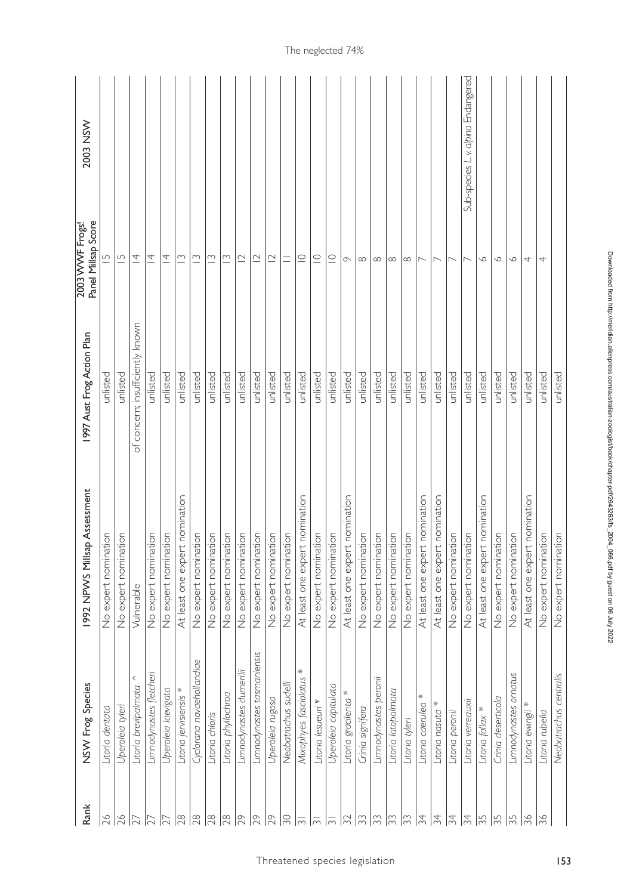| Rank | NSW Frog Species | 1992 NPWS Millsap Assessment | 1997 Aust Frog Action Plan | 2003 WWF Frogs! Panel Millsap Score | 2003 NSW |
|---|---|---|---|---|---|
| 26 | *Litoria dentata* | No expert nomination | unlisted | 15 | |
| 26 | *Uperoleia tyleri* | No expert nomination | unlisted | 15 | |
| 27 | *Litoria brevipalmata* ^ | Vulnerable | of concern; insufficiently known | 14 | |
| 27 | *Limnodynastes fletcheri* | No expert nomination | unlisted | 14 | |
| 27 | *Uperoleia laevigata* | No expert nomination | unlisted | 14 | |
| 28 | *Litoria jervisiensis* * | At least one expert nomination | unlisted | 13 | |
| 28 | *Cyclorana novaehollandiae* | No expert nomination | unlisted | 13 | |
| 28 | *Litoria chloris* | No expert nomination | unlisted | 13 | |
| 28 | *Litoria phyllochroa* | No expert nomination | unlisted | 13 | |
| 29 | *Limnodynastes dumerilii* | No expert nomination | unlisted | 12 | |
| 29 | *Limnodynastes tasmaniensis* | No expert nomination | unlisted | 12 | |
| 29 | *Uperoleia rugosa* | No expert nomination | unlisted | 12 | |
| 30 | *Neobatrachus sudelli* | No expert nomination | unlisted | 11 | |
| 31 | *Mixophyes fasciolatus* * | At least one expert nomination | unlisted | 10 | |
| 31 | *Litoria lesueuri* ᴪ | No expert nomination | unlisted | 10 | |
| 31 | *Uperoleia capitulata* | No expert nomination | unlisted | 10 | |
| 32 | *Litoria gracilenta* * | At least one expert nomination | unlisted | 9 | |
| 33 | *Crinia signifera* | No expert nomination | unlisted | 8 | |
| 33 | *Limnodynastes peronii* | No expert nomination | unlisted | 8 | |
| 33 | *Litoria latopalmata* | No expert nomination | unlisted | 8 | |
| 33 | *Litoria tyleri* | No expert nomination | unlisted | 8 | |
| 34 | *Litoria caerulea* * | At least one expert nomination | unlisted | 7 | |
| 34 | *Litoria nasuta* * | At least one expert nomination | unlisted | 7 | |
| 34 | *Litoria peronii* | No expert nomination | unlisted | 7 | |
| 34 | *Litoria verreauxii* | No expert nomination | unlisted | 7 | Sub-species *L. v. alpina* Endangered |
| 35 | *Litoria fallax* * | At least one expert nomination | unlisted | 6 | |
| 35 | *Crinia deserticola* | No expert nomination | unlisted | 6 | |
| 35 | *Limnodynastes ornatus* | No expert nomination | unlisted | 6 | |
| 36 | *Litoria ewingii* * | At least one expert nomination | unlisted | 4 | |
| 36 | *Litoria rubella* | No expert nomination | unlisted | 4 | |
| | *Neobatrachus centralis* | No expert nomination | unlisted | | |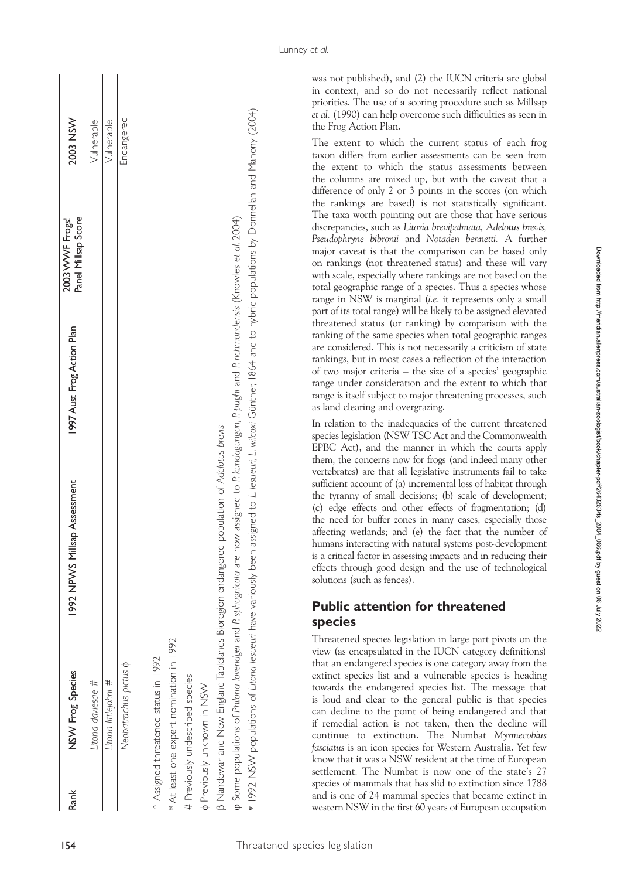| Rank | NSW Frog Species | 1992 NPWS Millsap Assessment | 1997 Aust Frog Action Plan | 2003 WWF Frogs! Panel Millsap Score | 2003 NSW |
|---|---|---|---|---|---|
| | *Litoria daviesae* # | | | | Vulnerable |
| | *Litoria littlejohni* # | | | | Vulnerable |
| | *Neobatrachus pictus* ϕ | | | | Endangered |

^ Assigned threatened status in 1992

\* At least one expert nomination in 1992

\# Previously undescribed species

ϕ Previously unknown in NSW

β Nandewar and New England Tablelands Bioregion endangered population of *Adelotus brevis*

φ Some populations of *Philoria loveridgei* and *P. sphagnicola* are now assigned to *P. kundagungan, P. pughi* and *P. richmondensis* (Knowles *et al.* 2004)

ᵠ 1992 NSW populations of *Litoria lesueuri* have variously been assigned to *L. lesueuri, L. wilcoxi* Günther, 1864 and to hybrid populations by Donnellan and Mahony (2004)

was not published), and (2) the IUCN criteria are global in context, and so do not necessarily reflect national priorities. The use of a scoring procedure such as Millsap *et al.* (1990) can help overcome such difficulties as seen in the Frog Action Plan.

The extent to which the current status of each frog taxon differs from earlier assessments can be seen from the extent to which the status assessments between the columns are mixed up, but with the caveat that a difference of only 2 or 3 points in the scores (on which the rankings are based) is not statistically significant. The taxa worth pointing out are those that have serious discrepancies, such as *Litoria brevipalmata, Adelotus brevis, Pseudophryne bibronii* and *Notaden bennetti.* A further major caveat is that the comparison can be based only on rankings (not threatened status) and these will vary with scale, especially where rankings are not based on the total geographic range of a species. Thus a species whose range in NSW is marginal (*i.e.* it represents only a small part of its total range) will be likely to be assigned elevated threatened status (or ranking) by comparison with the ranking of the same species when total geographic ranges are considered. This is not necessarily a criticism of state rankings, but in most cases a reflection of the interaction of two major criteria – the size of a species' geographic range under consideration and the extent to which that range is itself subject to major threatening processes, such as land clearing and overgrazing.

In relation to the inadequacies of the current threatened species legislation (NSW TSC Act and the Commonwealth EPBC Act), and the manner in which the courts apply them, the concerns now for frogs (and indeed many other vertebrates) are that all legislative instruments fail to take sufficient account of (a) incremental loss of habitat through the tyranny of small decisions; (b) scale of development; (c) edge effects and other effects of fragmentation; (d) the need for buffer zones in many cases, especially those affecting wetlands; and (e) the fact that the number of humans interacting with natural systems post-development is a critical factor in assessing impacts and in reducing their effects through good design and the use of technological solutions (such as fences).

## Public attention for threatened species

Threatened species legislation in large part pivots on the view (as encapsulated in the IUCN category definitions) that an endangered species is one category away from the extinct species list and a vulnerable species is heading towards the endangered species list. The message that is loud and clear to the general public is that species can decline to the point of being endangered and that if remedial action is not taken, then the decline will continue to extinction. The Numbat *Myrmecobius fasciatus* is an icon species for Western Australia. Yet few know that it was a NSW resident at the time of European settlement. The Numbat is now one of the state's 27 species of mammals that has slid to extinction since 1788 and is one of 24 mammal species that became extinct in western NSW in the first 60 years of European occupation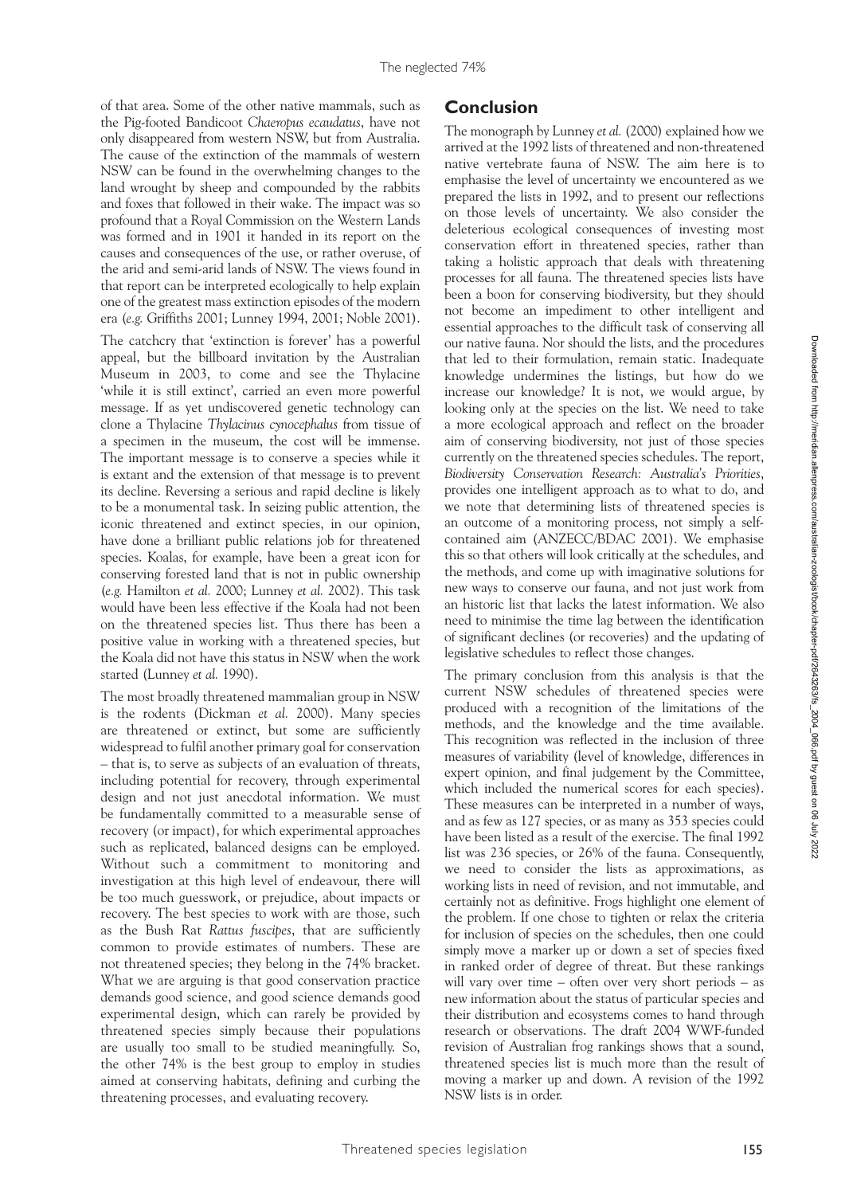of that area. Some of the other native mammals, such as the Pig-footed Bandicoot *Chaeropus ecaudatus*, have not only disappeared from western NSW, but from Australia. The cause of the extinction of the mammals of western NSW can be found in the overwhelming changes to the land wrought by sheep and compounded by the rabbits and foxes that followed in their wake. The impact was so profound that a Royal Commission on the Western Lands was formed and in 1901 it handed in its report on the causes and consequences of the use, or rather overuse, of the arid and semi-arid lands of NSW. The views found in that report can be interpreted ecologically to help explain one of the greatest mass extinction episodes of the modern era (*e.g.* Griffiths 2001; Lunney 1994, 2001; Noble 2001).

The catchcry that 'extinction is forever' has a powerful appeal, but the billboard invitation by the Australian Museum in 2003, to come and see the Thylacine 'while it is still extinct', carried an even more powerful message. If as yet undiscovered genetic technology can clone a Thylacine *Thylacinus cynocephalus* from tissue of a specimen in the museum, the cost will be immense. The important message is to conserve a species while it is extant and the extension of that message is to prevent its decline. Reversing a serious and rapid decline is likely to be a monumental task. In seizing public attention, the iconic threatened and extinct species, in our opinion, have done a brilliant public relations job for threatened species. Koalas, for example, have been a great icon for conserving forested land that is not in public ownership (*e.g.* Hamilton *et al.* 2000; Lunney *et al.* 2002). This task would have been less effective if the Koala had not been on the threatened species list. Thus there has been a positive value in working with a threatened species, but the Koala did not have this status in NSW when the work started (Lunney *et al.* 1990).

The most broadly threatened mammalian group in NSW is the rodents (Dickman *et al.* 2000). Many species are threatened or extinct, but some are sufficiently widespread to fulfil another primary goal for conservation – that is, to serve as subjects of an evaluation of threats, including potential for recovery, through experimental design and not just anecdotal information. We must be fundamentally committed to a measurable sense of recovery (or impact), for which experimental approaches such as replicated, balanced designs can be employed. Without such a commitment to monitoring and investigation at this high level of endeavour, there will be too much guesswork, or prejudice, about impacts or recovery. The best species to work with are those, such as the Bush Rat *Rattus fuscipes*, that are sufficiently common to provide estimates of numbers. These are not threatened species; they belong in the 74% bracket. What we are arguing is that good conservation practice demands good science, and good science demands good experimental design, which can rarely be provided by threatened species simply because their populations are usually too small to be studied meaningfully. So, the other 74% is the best group to employ in studies aimed at conserving habitats, defining and curbing the threatening processes, and evaluating recovery.

## Conclusion

The monograph by Lunney *et al.* (2000) explained how we arrived at the 1992 lists of threatened and non-threatened native vertebrate fauna of NSW. The aim here is to emphasise the level of uncertainty we encountered as we prepared the lists in 1992, and to present our reflections on those levels of uncertainty. We also consider the deleterious ecological consequences of investing most conservation effort in threatened species, rather than taking a holistic approach that deals with threatening processes for all fauna. The threatened species lists have been a boon for conserving biodiversity, but they should not become an impediment to other intelligent and essential approaches to the difficult task of conserving all our native fauna. Nor should the lists, and the procedures that led to their formulation, remain static. Inadequate knowledge undermines the listings, but how do we increase our knowledge? It is not, we would argue, by looking only at the species on the list. We need to take a more ecological approach and reflect on the broader aim of conserving biodiversity, not just of those species currently on the threatened species schedules. The report, *Biodiversity Conservation Research: Australia's Priorities*, provides one intelligent approach as to what to do, and we note that determining lists of threatened species is an outcome of a monitoring process, not simply a self-contained aim (ANZECC/BDAC 2001). We emphasise this so that others will look critically at the schedules, and the methods, and come up with imaginative solutions for new ways to conserve our fauna, and not just work from an historic list that lacks the latest information. We also need to minimise the time lag between the identification of significant declines (or recoveries) and the updating of legislative schedules to reflect those changes.

The primary conclusion from this analysis is that the current NSW schedules of threatened species were produced with a recognition of the limitations of the methods, and the knowledge and the time available. This recognition was reflected in the inclusion of three measures of variability (level of knowledge, differences in expert opinion, and final judgement by the Committee, which included the numerical scores for each species). These measures can be interpreted in a number of ways, and as few as 127 species, or as many as 353 species could have been listed as a result of the exercise. The final 1992 list was 236 species, or 26% of the fauna. Consequently, we need to consider the lists as approximations, as working lists in need of revision, and not immutable, and certainly not as definitive. Frogs highlight one element of the problem. If one chose to tighten or relax the criteria for inclusion of species on the schedules, then one could simply move a marker up or down a set of species fixed in ranked order of degree of threat. But these rankings will vary over time – often over very short periods – as new information about the status of particular species and their distribution and ecosystems comes to hand through research or observations. The draft 2004 WWF-funded revision of Australian frog rankings shows that a sound, threatened species list is much more than the result of moving a marker up and down. A revision of the 1992 NSW lists is in order.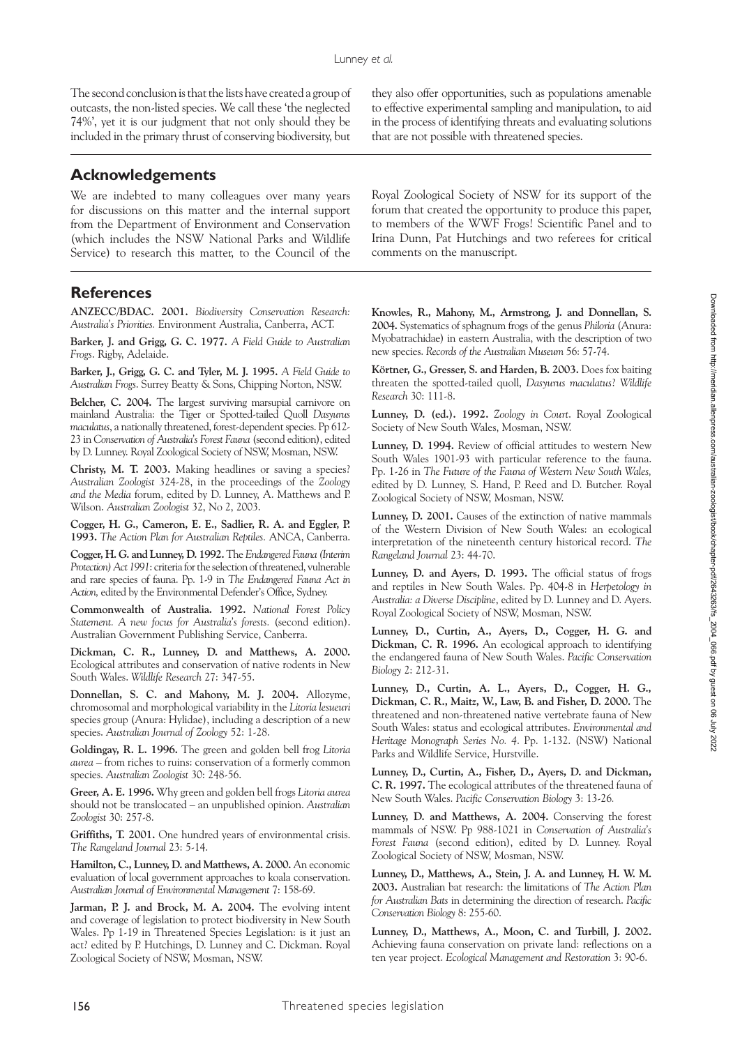The second conclusion is that the lists have created a group of outcasts, the non-listed species. We call these 'the neglected 74%', yet it is our judgment that not only should they be included in the primary thrust of conserving biodiversity, but they also offer opportunities, such as populations amenable to effective experimental sampling and manipulation, to aid in the process of identifying threats and evaluating solutions that are not possible with threatened species.

## Acknowledgements

We are indebted to many colleagues over many years for discussions on this matter and the internal support from the Department of Environment and Conservation (which includes the NSW National Parks and Wildlife Service) to research this matter, to the Council of the Royal Zoological Society of NSW for its support of the forum that created the opportunity to produce this paper, to members of the WWF Frogs! Scientific Panel and to Irina Dunn, Pat Hutchings and two referees for critical comments on the manuscript.

## References

**ANZECC/BDAC. 2001.** *Biodiversity Conservation Research: Australia's Priorities.* Environment Australia, Canberra, ACT.

**Barker, J. and Grigg, G. C. 1977.** *A Field Guide to Australian Frogs*. Rigby, Adelaide.

**Barker, J., Grigg, G. C. and Tyler, M. J. 1995.** *A Field Guide to Australian Frogs*. Surrey Beatty & Sons, Chipping Norton, NSW.

**Belcher, C. 2004.** The largest surviving marsupial carnivore on mainland Australia: the Tiger or Spotted-tailed Quoll *Dasyurus maculatus*, a nationally threatened, forest-dependent species. Pp 612-23 in *Conservation of Australia's Forest Fauna* (second edition), edited by D. Lunney. Royal Zoological Society of NSW, Mosman, NSW.

**Christy, M. T. 2003.** Making headlines or saving a species? *Australian Zoologist* 324-28, in the proceedings of the *Zoology and the Media* forum, edited by D. Lunney, A. Matthews and P. Wilson. *Australian Zoologist* 32, No 2, 2003.

**Cogger, H. G., Cameron, E. E., Sadlier, R. A. and Eggler, P. 1993.** *The Action Plan for Australian Reptiles.* ANCA, Canberra.

**Cogger, H. G. and Lunney, D. 1992.** The *Endangered Fauna (Interim Protection) Act 1991*: criteria for the selection of threatened, vulnerable and rare species of fauna. Pp. 1-9 in *The Endangered Fauna Act in Action,* edited by the Environmental Defender's Office, Sydney.

**Commonwealth of Australia. 1992.** *National Forest Policy Statement. A new focus for Australia's forests.* (second edition). Australian Government Publishing Service, Canberra.

**Dickman, C. R., Lunney, D. and Matthews, A. 2000.** Ecological attributes and conservation of native rodents in New South Wales. *Wildlife Research* 27: 347-55.

**Donnellan, S. C. and Mahony, M. J. 2004.** Allozyme, chromosomal and morphological variability in the *Litoria lesueuri* species group (Anura: Hylidae), including a description of a new species. *Australian Journal of Zoology* 52: 1-28.

**Goldingay, R. L. 1996.** The green and golden bell frog *Litoria aurea* – from riches to ruins: conservation of a formerly common species. *Australian Zoologist* 30: 248-56.

**Greer, A. E. 1996.** Why green and golden bell frogs *Litoria aurea* should not be translocated – an unpublished opinion. *Australian Zoologist* 30: 257-8.

**Griffiths, T. 2001.** One hundred years of environmental crisis. *The Rangeland Journal* 23: 5-14.

**Hamilton, C., Lunney, D. and Matthews, A. 2000.** An economic evaluation of local government approaches to koala conservation. *Australian Journal of Environmental Management* 7: 158-69.

**Jarman, P. J. and Brock, M. A. 2004.** The evolving intent and coverage of legislation to protect biodiversity in New South Wales. Pp 1-19 in Threatened Species Legislation: is it just an act? edited by P. Hutchings, D. Lunney and C. Dickman. Royal Zoological Society of NSW, Mosman, NSW.

**Knowles, R., Mahony, M., Armstrong, J. and Donnellan, S. 2004.** Systematics of sphagnum frogs of the genus *Philoria* (Anura: Myobatrachidae) in eastern Australia, with the description of two new species. *Records of the Australian Museum* 56: 57-74.

**Körtner, G., Gresser, S. and Harden, B. 2003.** Does fox baiting threaten the spotted-tailed quoll, *Dasyurus maculatus*? *Wildlife Research* 30: 111-8.

**Lunney, D. (ed.). 1992.** *Zoology in Court*. Royal Zoological Society of New South Wales, Mosman, NSW.

**Lunney, D. 1994.** Review of official attitudes to western New South Wales 1901-93 with particular reference to the fauna. Pp. 1-26 in *The Future of the Fauna of Western New South Wales,* edited by D. Lunney, S. Hand, P. Reed and D. Butcher. Royal Zoological Society of NSW, Mosman, NSW.

**Lunney, D. 2001.** Causes of the extinction of native mammals of the Western Division of New South Wales: an ecological interpretation of the nineteenth century historical record. *The Rangeland Journal* 23: 44-70.

**Lunney, D. and Ayers, D. 1993.** The official status of frogs and reptiles in New South Wales. Pp. 404-8 in *Herpetology in Australia: a Diverse Discipline*, edited by D. Lunney and D. Ayers. Royal Zoological Society of NSW, Mosman, NSW.

**Lunney, D., Curtin, A., Ayers, D., Cogger, H. G. and Dickman, C. R. 1996.** An ecological approach to identifying the endangered fauna of New South Wales. *Pacific Conservation Biology* 2: 212-31.

**Lunney, D., Curtin, A. L., Ayers, D., Cogger, H. G., Dickman, C. R., Maitz, W., Law, B. and Fisher, D. 2000.** The threatened and non-threatened native vertebrate fauna of New South Wales: status and ecological attributes. *Environmental and Heritage Monograph Series No. 4*. Pp. 1-132. (NSW) National Parks and Wildlife Service, Hurstville.

**Lunney, D., Curtin, A., Fisher, D., Ayers, D. and Dickman, C. R. 1997.** The ecological attributes of the threatened fauna of New South Wales. *Pacific Conservation Biology* 3: 13-26.

**Lunney, D. and Matthews, A. 2004.** Conserving the forest mammals of NSW. Pp 988-1021 in *Conservation of Australia's Forest Fauna* (second edition), edited by D. Lunney. Royal Zoological Society of NSW, Mosman, NSW.

**Lunney, D., Matthews, A., Stein, J. A. and Lunney, H. W. M. 2003.** Australian bat research: the limitations of *The Action Plan for Australian Bats* in determining the direction of research. *Pacific Conservation Biology* 8: 255-60.

**Lunney, D., Matthews, A., Moon, C. and Turbill, J. 2002.** Achieving fauna conservation on private land: reflections on a ten year project. *Ecological Management and Restoration* 3: 90-6.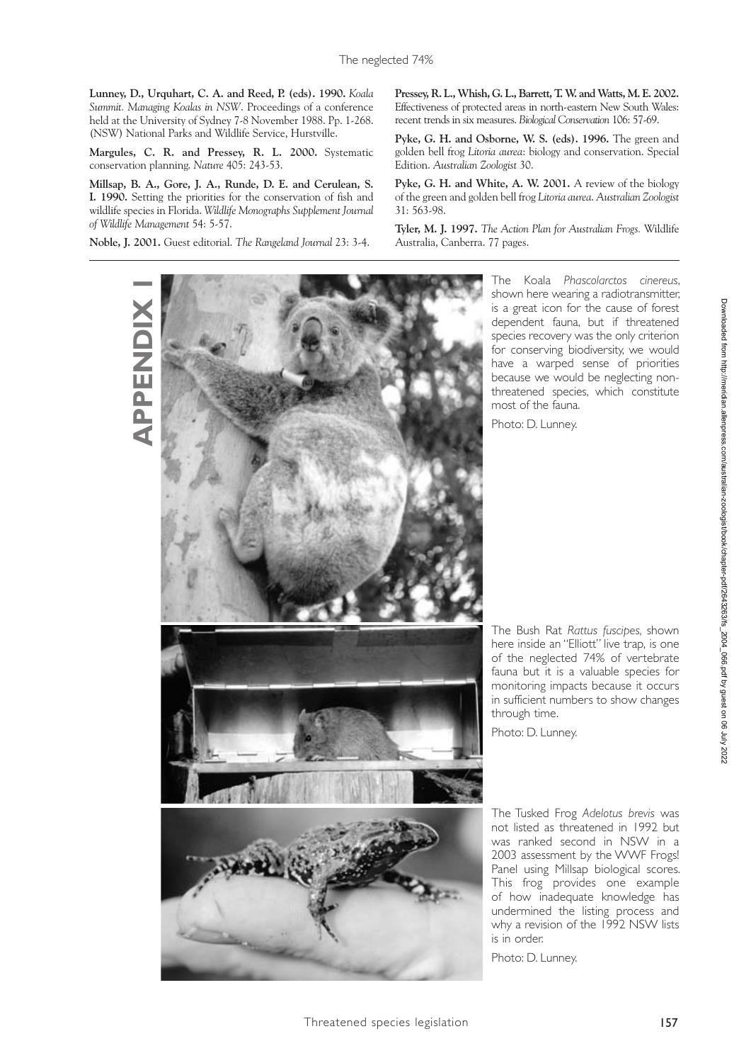**Lunney, D., Urquhart, C. A. and Reed, P. (eds). 1990.** *Koala Summit. Managing Koalas in NSW*. Proceedings of a conference held at the University of Sydney 7-8 November 1988. Pp. 1-268. (NSW) National Parks and Wildlife Service, Hurstville.

**Margules, C. R. and Pressey, R. L. 2000.** Systematic conservation planning. *Nature* 405: 243-53.

**Millsap, B. A., Gore, J. A., Runde, D. E. and Cerulean, S. I. 1990.** Setting the priorities for the conservation of fish and wildlife species in Florida. *Wildlife Monographs Supplement Journal of Wildlife Management* 54: 5-57.

**Noble, J. 2001.** Guest editorial. *The Rangeland Journal* 23: 3-4.

**Pressey, R. L., Whish, G. L., Barrett, T. W. and Watts, M. E. 2002.** Effectiveness of protected areas in north-eastern New South Wales: recent trends in six measures. *Biological Conservation* 106: 57-69.

**Pyke, G. H. and Osborne, W. S. (eds). 1996.** The green and golden bell frog *Litoria aurea*: biology and conservation. Special Edition. *Australian Zoologist* 30.

**Pyke, G. H. and White, A. W. 2001.** A review of the biology of the green and golden bell frog *Litoria aurea*. *Australian Zoologist* 31: 563-98.

**Tyler, M. J. 1997.** *The Action Plan for Australian Frogs.* Wildlife Australia, Canberra. 77 pages.

# APPENDIX I

The Koala *Phascolarctos cinereus*, shown here wearing a radiotransmitter, is a great icon for the cause of forest dependent fauna, but if threatened species recovery was the only criterion for conserving biodiversity, we would have a warped sense of priorities because we would be neglecting non-threatened species, which constitute most of the fauna.

Photo: D. Lunney.

The Bush Rat *Rattus fuscipes*, shown here inside an "Elliott" live trap, is one of the neglected 74% of vertebrate fauna but it is a valuable species for monitoring impacts because it occurs in sufficient numbers to show changes through time.

Photo: D. Lunney.

The Tusked Frog *Adelotus brevis* was not listed as threatened in 1992 but was ranked second in NSW in a 2003 assessment by the WWF Frogs! Panel using Millsap biological scores. This frog provides one example of how inadequate knowledge has undermined the listing process and why a revision of the 1992 NSW lists is in order.

Photo: D. Lunney.